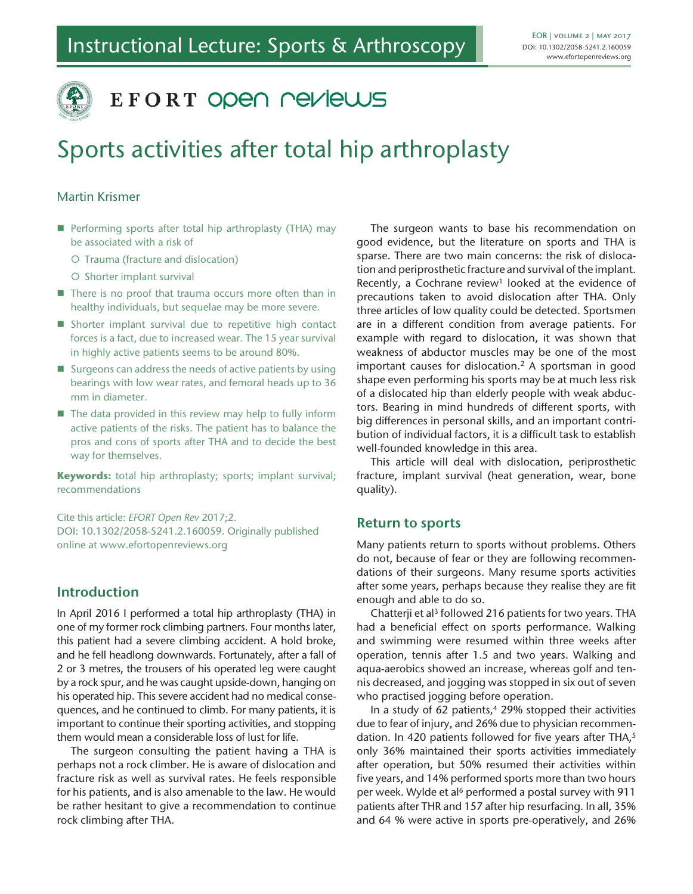# Sports activities after total hip arthroplasty

Martin Krismer

- Performing sports after total hip arthroplasty (THA) may be associated with a risk of
  - Trauma (fracture and dislocation)
  - Shorter implant survival
- There is no proof that trauma occurs more often than in healthy individuals, but sequelae may be more severe.
- Shorter implant survival due to repetitive high contact forces is a fact, due to increased wear. The 15 year survival in highly active patients seems to be around 80%.
- Surgeons can address the needs of active patients by using bearings with low wear rates, and femoral heads up to 36 mm in diameter.
- The data provided in this review may help to fully inform active patients of the risks. The patient has to balance the pros and cons of sports after THA and to decide the best way for themselves.

**Keywords:** total hip arthroplasty; sports; implant survival; recommendations

Cite this article: *EFORT Open Rev* 2017;2. DOI: 10.1302/2058-5241.2.160059. Originally published online at www.efortopenreviews.org

## Introduction

In April 2016 I performed a total hip arthroplasty (THA) in one of my former rock climbing partners. Four months later, this patient had a severe climbing accident. A hold broke, and he fell headlong downwards. Fortunately, after a fall of 2 or 3 metres, the trousers of his operated leg were caught by a rock spur, and he was caught upside-down, hanging on his operated hip. This severe accident had no medical consequences, and he continued to climb. For many patients, it is important to continue their sporting activities, and stopping them would mean a considerable loss of lust for life.

The surgeon consulting the patient having a THA is perhaps not a rock climber. He is aware of dislocation and fracture risk as well as survival rates. He feels responsible for his patients, and is also amenable to the law. He would be rather hesitant to give a recommendation to continue rock climbing after THA.

The surgeon wants to base his recommendation on good evidence, but the literature on sports and THA is sparse. There are two main concerns: the risk of dislocation and periprosthetic fracture and survival of the implant. Recently, a Cochrane review[1] looked at the evidence of precautions taken to avoid dislocation after THA. Only three articles of low quality could be detected. Sportsmen are in a different condition from average patients. For example with regard to dislocation, it was shown that weakness of abductor muscles may be one of the most important causes for dislocation.[2] A sportsman in good shape even performing his sports may be at much less risk of a dislocated hip than elderly people with weak abductors. Bearing in mind hundreds of different sports, with big differences in personal skills, and an important contribution of individual factors, it is a difficult task to establish well-founded knowledge in this area.

This article will deal with dislocation, periprosthetic fracture, implant survival (heat generation, wear, bone quality).

## Return to sports

Many patients return to sports without problems. Others do not, because of fear or they are following recommendations of their surgeons. Many resume sports activities after some years, perhaps because they realise they are fit enough and able to do so.

Chatterji et al[3] followed 216 patients for two years. THA had a beneficial effect on sports performance. Walking and swimming were resumed within three weeks after operation, tennis after 1.5 and two years. Walking and aqua-aerobics showed an increase, whereas golf and tennis decreased, and jogging was stopped in six out of seven who practised jogging before operation.

In a study of 62 patients,[4] 29% stopped their activities due to fear of injury, and 26% due to physician recommendation. In 420 patients followed for five years after THA,[5] only 36% maintained their sports activities immediately after operation, but 50% resumed their activities within five years, and 14% performed sports more than two hours per week. Wylde et al[6] performed a postal survey with 911 patients after THR and 157 after hip resurfacing. In all, 35% and 64 % were active in sports pre-operatively, and 26%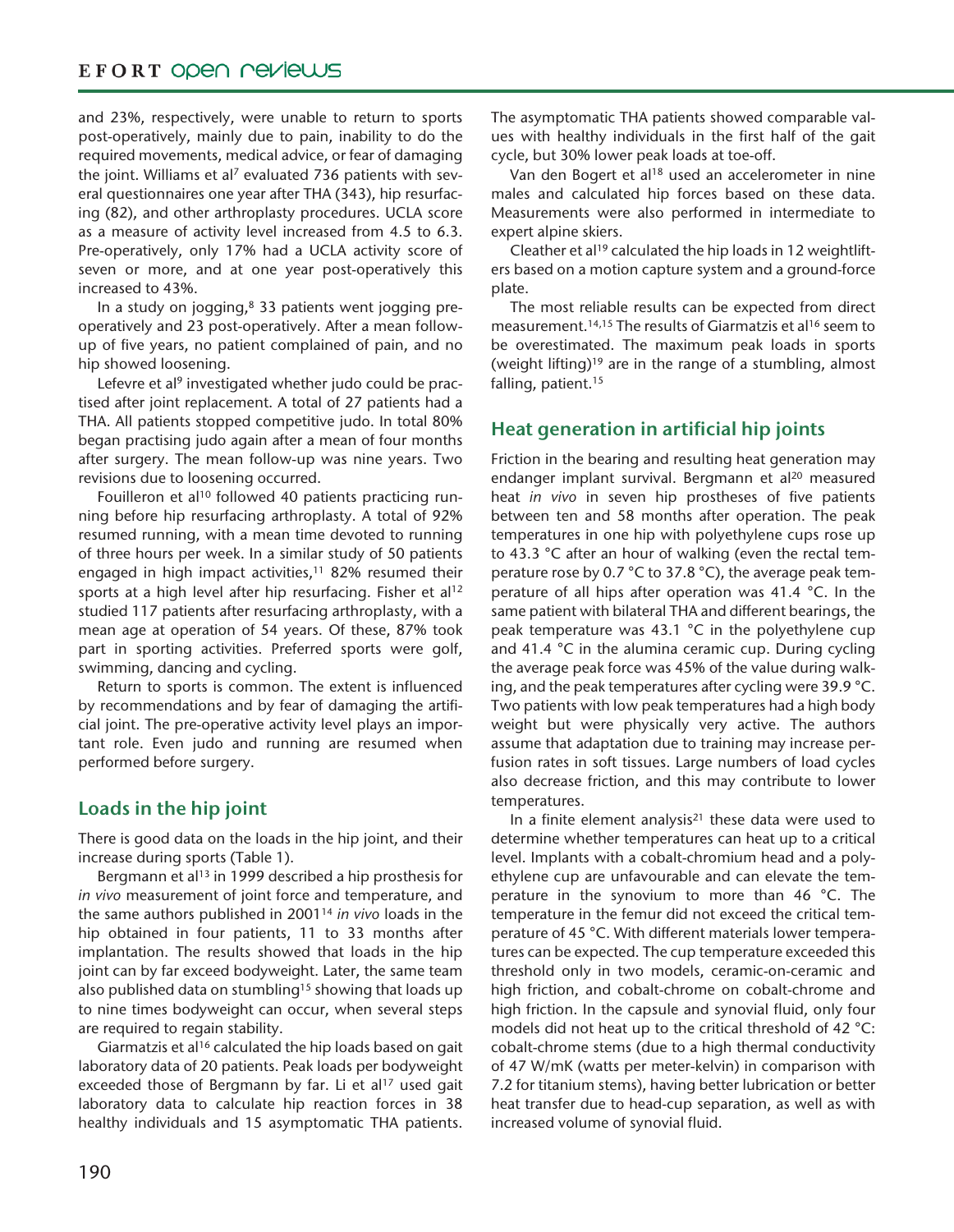and 23%, respectively, were unable to return to sports post-operatively, mainly due to pain, inability to do the required movements, medical advice, or fear of damaging the joint. Williams et al[7] evaluated 736 patients with several questionnaires one year after THA (343), hip resurfacing (82), and other arthroplasty procedures. UCLA score as a measure of activity level increased from 4.5 to 6.3. Pre-operatively, only 17% had a UCLA activity score of seven or more, and at one year post-operatively this increased to 43%.

In a study on jogging,[8] 33 patients went jogging pre-operatively and 23 post-operatively. After a mean follow-up of five years, no patient complained of pain, and no hip showed loosening.

Lefevre et al[9] investigated whether judo could be practised after joint replacement. A total of 27 patients had a THA. All patients stopped competitive judo. In total 80% began practising judo again after a mean of four months after surgery. The mean follow-up was nine years. Two revisions due to loosening occurred.

Fouilleron et al[10] followed 40 patients practicing running before hip resurfacing arthroplasty. A total of 92% resumed running, with a mean time devoted to running of three hours per week. In a similar study of 50 patients engaged in high impact activities,[11] 82% resumed their sports at a high level after hip resurfacing. Fisher et al[12] studied 117 patients after resurfacing arthroplasty, with a mean age at operation of 54 years. Of these, 87% took part in sporting activities. Preferred sports were golf, swimming, dancing and cycling.

Return to sports is common. The extent is influenced by recommendations and by fear of damaging the artificial joint. The pre-operative activity level plays an important role. Even judo and running are resumed when performed before surgery.

## Loads in the hip joint

There is good data on the loads in the hip joint, and their increase during sports (Table 1).

Bergmann et al[13] in 1999 described a hip prosthesis for *in vivo* measurement of joint force and temperature, and the same authors published in 2001[14] *in vivo* loads in the hip obtained in four patients, 11 to 33 months after implantation. The results showed that loads in the hip joint can by far exceed bodyweight. Later, the same team also published data on stumbling[15] showing that loads up to nine times bodyweight can occur, when several steps are required to regain stability.

Giarmatzis et al[16] calculated the hip loads based on gait laboratory data of 20 patients. Peak loads per bodyweight exceeded those of Bergmann by far. Li et al[17] used gait laboratory data to calculate hip reaction forces in 38 healthy individuals and 15 asymptomatic THA patients. The asymptomatic THA patients showed comparable values with healthy individuals in the first half of the gait cycle, but 30% lower peak loads at toe-off.

Van den Bogert et al[18] used an accelerometer in nine males and calculated hip forces based on these data. Measurements were also performed in intermediate to expert alpine skiers.

Cleather et al[19] calculated the hip loads in 12 weightlifters based on a motion capture system and a ground-force plate.

The most reliable results can be expected from direct measurement.[14,15] The results of Giarmatzis et al[16] seem to be overestimated. The maximum peak loads in sports (weight lifting)[19] are in the range of a stumbling, almost falling, patient.[15]

## Heat generation in artificial hip joints

Friction in the bearing and resulting heat generation may endanger implant survival. Bergmann et al[20] measured heat *in vivo* in seven hip prostheses of five patients between ten and 58 months after operation. The peak temperatures in one hip with polyethylene cups rose up to 43.3 °C after an hour of walking (even the rectal temperature rose by 0.7 °C to 37.8 °C), the average peak temperature of all hips after operation was 41.4 °C. In the same patient with bilateral THA and different bearings, the peak temperature was 43.1 °C in the polyethylene cup and 41.4 °C in the alumina ceramic cup. During cycling the average peak force was 45% of the value during walking, and the peak temperatures after cycling were 39.9 °C. Two patients with low peak temperatures had a high body weight but were physically very active. The authors assume that adaptation due to training may increase perfusion rates in soft tissues. Large numbers of load cycles also decrease friction, and this may contribute to lower temperatures.

In a finite element analysis[21] these data were used to determine whether temperatures can heat up to a critical level. Implants with a cobalt-chromium head and a polyethylene cup are unfavourable and can elevate the temperature in the synovium to more than 46 °C. The temperature in the femur did not exceed the critical temperature of 45 °C. With different materials lower temperatures can be expected. The cup temperature exceeded this threshold only in two models, ceramic-on-ceramic and high friction, and cobalt-chrome on cobalt-chrome and high friction. In the capsule and synovial fluid, only four models did not heat up to the critical threshold of 42 °C: cobalt-chrome stems (due to a high thermal conductivity of 47 W/mK (watts per meter-kelvin) in comparison with 7.2 for titanium stems), having better lubrication or better heat transfer due to head-cup separation, as well as with increased volume of synovial fluid.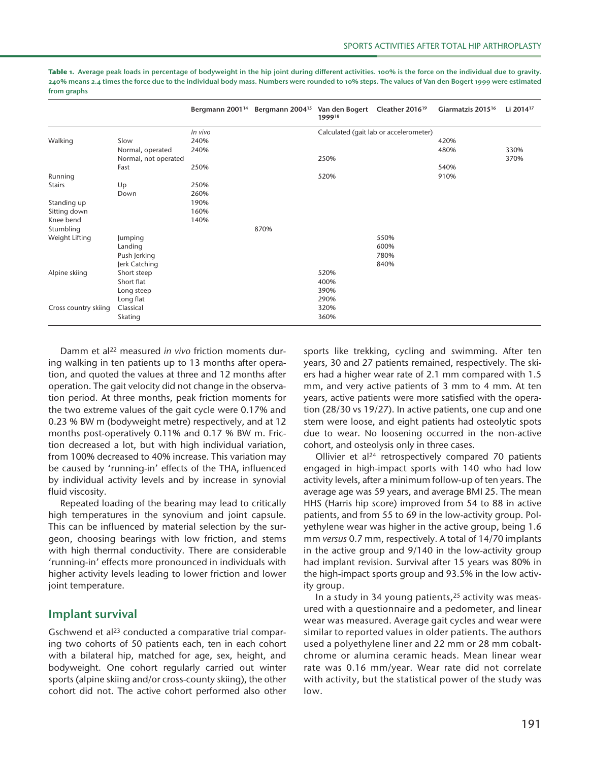**Table 1. Average peak loads in percentage of bodyweight in the hip joint during different activities. 100% is the force on the individual due to gravity. 240% means 2.4 times the force due to the individual body mass. Numbers were rounded to 10% steps. The values of Van den Bogert 1999 were estimated from graphs**

| | | Bergmann 2001[14] | Bergmann 2004[15] | Van den Bogert 1999[18] | Cleather 2016[19] | Giarmatzis 2015[16] | Li 2014[17] |
|---|---|---|---|---|---|---|---|
| | | *In vivo* | | Calculated (gait lab or accelerometer) | | | |
| Walking | Slow | 240% | | | | 420% | |
| | Normal, operated | 240% | | | | 480% | 330% |
| | Normal, not operated | | | 250% | | | 370% |
| | Fast | 250% | | | | 540% | |
| Running | | | | 520% | | 910% | |
| Stairs | Up | 250% | | | | | |
| | Down | 260% | | | | | |
| Standing up | | 190% | | | | | |
| Sitting down | | 160% | | | | | |
| Knee bend | | 140% | | | | | |
| Stumbling | | | 870% | | | | |
| Weight Lifting | Jumping | | | | 550% | | |
| | Landing | | | | 600% | | |
| | Push Jerking | | | | 780% | | |
| | Jerk Catching | | | | 840% | | |
| Alpine skiing | Short steep | | | 520% | | | |
| | Short flat | | | 400% | | | |
| | Long steep | | | 390% | | | |
| | Long flat | | | 290% | | | |
| Cross country skiing | Classical | | | 320% | | | |
| | Skating | | | 360% | | | |

Damm et al[22] measured *in vivo* friction moments during walking in ten patients up to 13 months after operation, and quoted the values at three and 12 months after operation. The gait velocity did not change in the observation period. At three months, peak friction moments for the two extreme values of the gait cycle were 0.17% and 0.23 % BW m (bodyweight metre) respectively, and at 12 months post-operatively 0.11% and 0.17 % BW m. Friction decreased a lot, but with high individual variation, from 100% decreased to 40% increase. This variation may be caused by 'running-in' effects of the THA, influenced by individual activity levels and by increase in synovial fluid viscosity.

Repeated loading of the bearing may lead to critically high temperatures in the synovium and joint capsule. This can be influenced by material selection by the surgeon, choosing bearings with low friction, and stems with high thermal conductivity. There are considerable 'running-in' effects more pronounced in individuals with higher activity levels leading to lower friction and lower joint temperature.

## Implant survival

Gschwend et al[23] conducted a comparative trial comparing two cohorts of 50 patients each, ten in each cohort with a bilateral hip, matched for age, sex, height, and bodyweight. One cohort regularly carried out winter sports (alpine skiing and/or cross-county skiing), the other cohort did not. The active cohort performed also other sports like trekking, cycling and swimming. After ten years, 30 and 27 patients remained, respectively. The skiers had a higher wear rate of 2.1 mm compared with 1.5 mm, and very active patients of 3 mm to 4 mm. At ten years, active patients were more satisfied with the operation (28/30 vs 19/27). In active patients, one cup and one stem were loose, and eight patients had osteolytic spots due to wear. No loosening occurred in the non-active cohort, and osteolysis only in three cases.

Ollivier et al[24] retrospectively compared 70 patients engaged in high-impact sports with 140 who had low activity levels, after a minimum follow-up of ten years. The average age was 59 years, and average BMI 25. The mean HHS (Harris hip score) improved from 54 to 88 in active patients, and from 55 to 69 in the low-activity group. Polyethylene wear was higher in the active group, being 1.6 mm *versus* 0.7 mm, respectively. A total of 14/70 implants in the active group and 9/140 in the low-activity group had implant revision. Survival after 15 years was 80% in the high-impact sports group and 93.5% in the low activity group.

In a study in 34 young patients,[25] activity was measured with a questionnaire and a pedometer, and linear wear was measured. Average gait cycles and wear were similar to reported values in older patients. The authors used a polyethylene liner and 22 mm or 28 mm cobalt-chrome or alumina ceramic heads. Mean linear wear rate was 0.16 mm/year. Wear rate did not correlate with activity, but the statistical power of the study was low.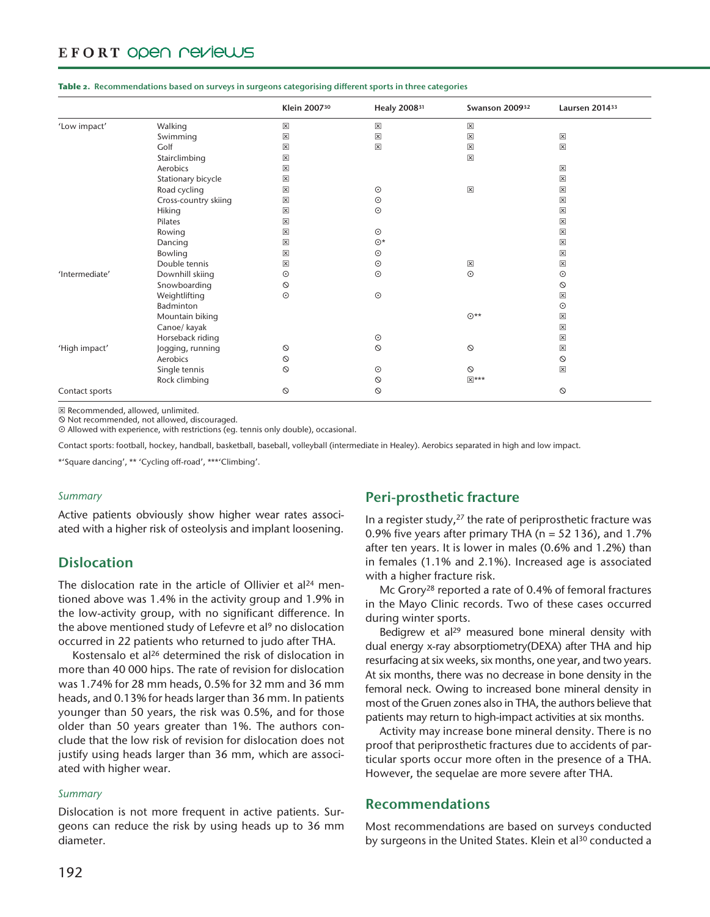**Table 2. Recommendations based on surveys in surgeons categorising different sports in three categories**

| | | Klein 2007[30] | Healy 2008[31] | Swanson 2009[32] | Laursen 2014[33] |
|---|---|---|---|---|---|
| 'Low impact' | Walking | ☒ | ☒ | ☒ | |
| | Swimming | ☒ | ☒ | ☒ | ☒ |
| | Golf | ☒ | ☒ | ☒ | ☒ |
| | Stairclimbing | ☒ | | ☒ | |
| | Aerobics | ☒ | | | ☒ |
| | Stationary bicycle | ☒ | | | ☒ |
| | Road cycling | ☒ | ⊙ | ☒ | ☒ |
| | Cross-country skiing | ☒ | ⊙ | | ☒ |
| | Hiking | ☒ | ⊙ | | ☒ |
| | Pilates | ☒ | | | ☒ |
| | Rowing | ☒ | ⊙ | | ☒ |
| | Dancing | ☒ | ⊙* | | ☒ |
| | Bowling | ☒ | ⊙ | | ☒ |
| | Double tennis | ☒ | ⊙ | ☒ | ☒ |
| 'Intermediate' | Downhill skiing | ⊙ | ⊙ | ⊙ | ⊙ |
| | Snowboarding | ⦸ | | | ⦸ |
| | Weightlifting | ⊙ | ⊙ | | ☒ |
| | Badminton | | | | ⊙ |
| | Mountain biking | | | ⊙** | ☒ |
| | Canoe/ kayak | | | | ☒ |
| | Horseback riding | | ⊙ | | ☒ |
| 'High impact' | Jogging, running | ⦸ | ⦸ | ⦸ | ☒ |
| | Aerobics | ⦸ | | | ⦸ |
| | Single tennis | ⦸ | ⊙ | ⦸ | ☒ |
| | Rock climbing | | ⦸ | ☒*** | |
| Contact sports | | ⦸ | ⦸ | | ⦸ |

☒ Recommended, allowed, unlimited.
⦸ Not recommended, not allowed, discouraged.
⊙ Allowed with experience, with restrictions (eg. tennis only double), occasional.

Contact sports: football, hockey, handball, basketball, baseball, volleyball (intermediate in Healey). Aerobics separated in high and low impact.

*'Square dancing', ** 'Cycling off-road', ***'Climbing'.

*Summary*

Active patients obviously show higher wear rates associated with a higher risk of osteolysis and implant loosening.

## Dislocation

The dislocation rate in the article of Ollivier et al[24] mentioned above was 1.4% in the activity group and 1.9% in the low-activity group, with no significant difference. In the above mentioned study of Lefevre et al[9] no dislocation occurred in 22 patients who returned to judo after THA.

Kostensalo et al[26] determined the risk of dislocation in more than 40 000 hips. The rate of revision for dislocation was 1.74% for 28 mm heads, 0.5% for 32 mm and 36 mm heads, and 0.13% for heads larger than 36 mm. In patients younger than 50 years, the risk was 0.5%, and for those older than 50 years greater than 1%. The authors conclude that the low risk of revision for dislocation does not justify using heads larger than 36 mm, which are associated with higher wear.

*Summary*

Dislocation is not more frequent in active patients. Surgeons can reduce the risk by using heads up to 36 mm diameter.

## Peri-prosthetic fracture

In a register study,[27] the rate of periprosthetic fracture was 0.9% five years after primary THA (n = 52 136), and 1.7% after ten years. It is lower in males (0.6% and 1.2%) than in females (1.1% and 2.1%). Increased age is associated with a higher fracture risk.

Mc Grory[28] reported a rate of 0.4% of femoral fractures in the Mayo Clinic records. Two of these cases occurred during winter sports.

Bedigrew et al[29] measured bone mineral density with dual energy x-ray absorptiometry(DEXA) after THA and hip resurfacing at six weeks, six months, one year, and two years. At six months, there was no decrease in bone density in the femoral neck. Owing to increased bone mineral density in most of the Gruen zones also in THA, the authors believe that patients may return to high-impact activities at six months.

Activity may increase bone mineral density. There is no proof that periprosthetic fractures due to accidents of particular sports occur more often in the presence of a THA. However, the sequelae are more severe after THA.

## Recommendations

Most recommendations are based on surveys conducted by surgeons in the United States. Klein et al[30] conducted a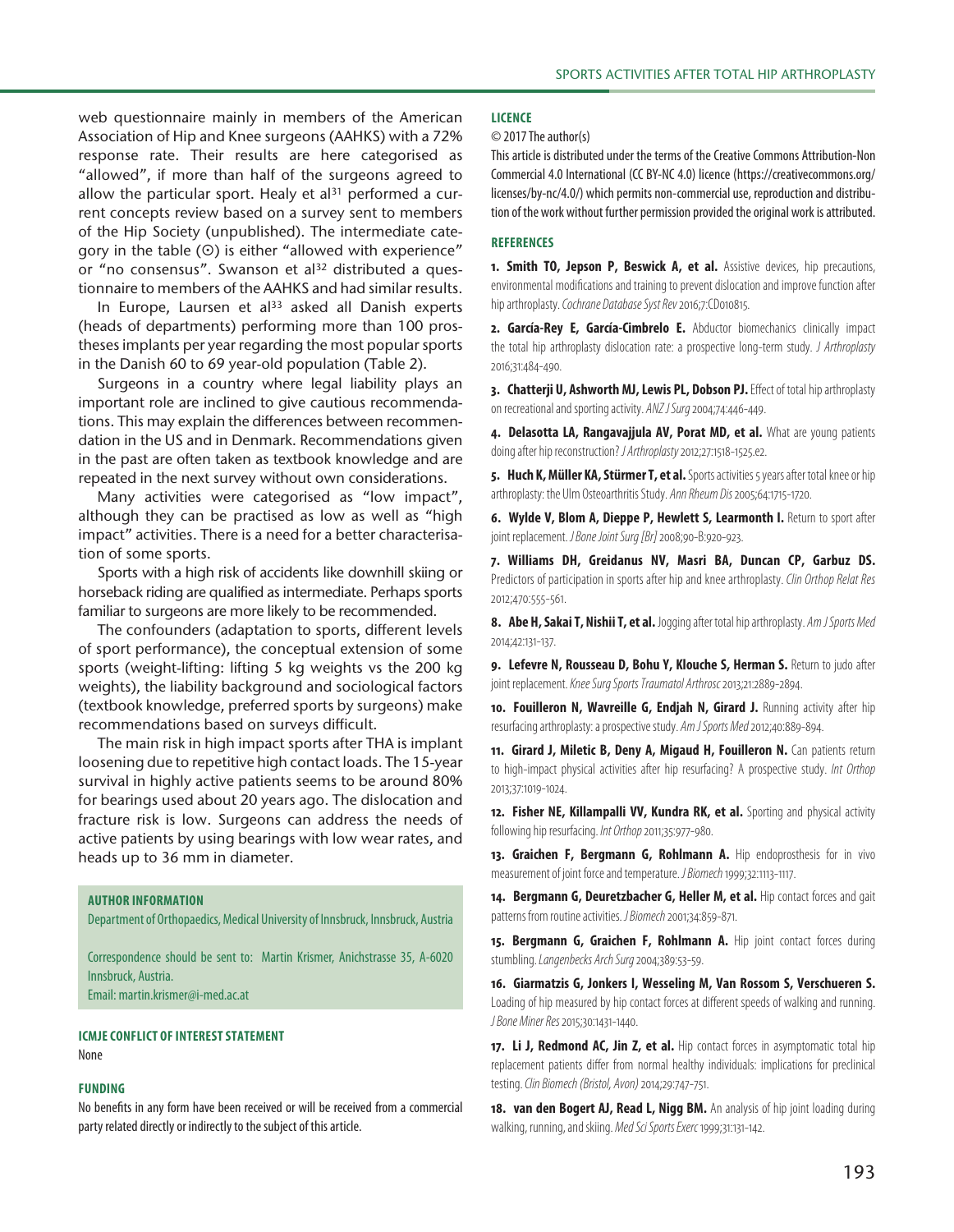web questionnaire mainly in members of the American Association of Hip and Knee surgeons (AAHKS) with a 72% response rate. Their results are here categorised as "allowed", if more than half of the surgeons agreed to allow the particular sport. Healy et al[31] performed a current concepts review based on a survey sent to members of the Hip Society (unpublished). The intermediate category in the table (⊙) is either "allowed with experience" or "no consensus". Swanson et al[32] distributed a questionnaire to members of the AAHKS and had similar results.

In Europe, Laursen et al[33] asked all Danish experts (heads of departments) performing more than 100 prostheses implants per year regarding the most popular sports in the Danish 60 to 69 year-old population (Table 2).

Surgeons in a country where legal liability plays an important role are inclined to give cautious recommendations. This may explain the differences between recommendation in the US and in Denmark. Recommendations given in the past are often taken as textbook knowledge and are repeated in the next survey without own considerations.

Many activities were categorised as "low impact", although they can be practised as low as well as "high impact" activities. There is a need for a better characterisation of some sports.

Sports with a high risk of accidents like downhill skiing or horseback riding are qualified as intermediate. Perhaps sports familiar to surgeons are more likely to be recommended.

The confounders (adaptation to sports, different levels of sport performance), the conceptual extension of some sports (weight-lifting: lifting 5 kg weights vs the 200 kg weights), the liability background and sociological factors (textbook knowledge, preferred sports by surgeons) make recommendations based on surveys difficult.

The main risk in high impact sports after THA is implant loosening due to repetitive high contact loads. The 15-year survival in highly active patients seems to be around 80% for bearings used about 20 years ago. The dislocation and fracture risk is low. Surgeons can address the needs of active patients by using bearings with low wear rates, and heads up to 36 mm in diameter.

**AUTHOR INFORMATION**

Department of Orthopaedics, Medical University of Innsbruck, Innsbruck, Austria

Correspondence should be sent to: Martin Krismer, Anichstrasse 35, A-6020 Innsbruck, Austria.
Email: martin.krismer@i-med.ac.at

**ICMJE CONFLICT OF INTEREST STATEMENT**

None

**FUNDING**

No benefits in any form have been received or will be received from a commercial party related directly or indirectly to the subject of this article.

**LICENCE**

© 2017 The author(s)

This article is distributed under the terms of the Creative Commons Attribution-Non Commercial 4.0 International (CC BY-NC 4.0) licence (https://creativecommons.org/licenses/by-nc/4.0/) which permits non-commercial use, reproduction and distribution of the work without further permission provided the original work is attributed.

**REFERENCES**

1. **Smith TO, Jepson P, Beswick A, et al.** Assistive devices, hip precautions, environmental modifications and training to prevent dislocation and improve function after hip arthroplasty. *Cochrane Database Syst Rev* 2016;7:CD010815.

2. **García-Rey E, García-Cimbrelo E.** Abductor biomechanics clinically impact the total hip arthroplasty dislocation rate: a prospective long-term study. *J Arthroplasty* 2016;31:484-490.

3. **Chatterji U, Ashworth MJ, Lewis PL, Dobson PJ.** Effect of total hip arthroplasty on recreational and sporting activity. *ANZ J Surg* 2004;74:446-449.

4. **Delasotta LA, Rangavajjula AV, Porat MD, et al.** What are young patients doing after hip reconstruction? *J Arthroplasty* 2012;27:1518-1525.e2.

5. **Huch K, Müller KA, Stürmer T, et al.** Sports activities 5 years after total knee or hip arthroplasty: the Ulm Osteoarthritis Study. *Ann Rheum Dis* 2005;64:1715-1720.

6. **Wylde V, Blom A, Dieppe P, Hewlett S, Learmonth I.** Return to sport after joint replacement. *J Bone Joint Surg [Br]* 2008;90-B:920-923.

7. **Williams DH, Greidanus NV, Masri BA, Duncan CP, Garbuz DS.** Predictors of participation in sports after hip and knee arthroplasty. *Clin Orthop Relat Res* 2012;470:555-561.

8. **Abe H, Sakai T, Nishii T, et al.** Jogging after total hip arthroplasty. *Am J Sports Med* 2014;42:131-137.

9. **Lefevre N, Rousseau D, Bohu Y, Klouche S, Herman S.** Return to judo after joint replacement. *Knee Surg Sports Traumatol Arthrosc* 2013;21:2889-2894.

10. **Fouilleron N, Wavreille G, Endjah N, Girard J.** Running activity after hip resurfacing arthroplasty: a prospective study. *Am J Sports Med* 2012;40:889-894.

11. **Girard J, Miletic B, Deny A, Migaud H, Fouilleron N.** Can patients return to high-impact physical activities after hip resurfacing? A prospective study. *Int Orthop* 2013;37:1019-1024.

12. **Fisher NE, Killampalli VV, Kundra RK, et al.** Sporting and physical activity following hip resurfacing. *Int Orthop* 2011;35:977-980.

13. **Graichen F, Bergmann G, Rohlmann A.** Hip endoprosthesis for in vivo measurement of joint force and temperature. *J Biomech* 1999;32:1113-1117.

14. **Bergmann G, Deuretzbacher G, Heller M, et al.** Hip contact forces and gait patterns from routine activities. *J Biomech* 2001;34:859-871.

15. **Bergmann G, Graichen F, Rohlmann A.** Hip joint contact forces during stumbling. *Langenbecks Arch Surg* 2004;389:53-59.

16. **Giarmatzis G, Jonkers I, Wesseling M, Van Rossom S, Verschueren S.** Loading of hip measured by hip contact forces at different speeds of walking and running. *J Bone Miner Res* 2015;30:1431-1440.

17. **Li J, Redmond AC, Jin Z, et al.** Hip contact forces in asymptomatic total hip replacement patients differ from normal healthy individuals: implications for preclinical testing. *Clin Biomech (Bristol, Avon)* 2014;29:747-751.

18. **van den Bogert AJ, Read L, Nigg BM.** An analysis of hip joint loading during walking, running, and skiing. *Med Sci Sports Exerc* 1999;31:131-142.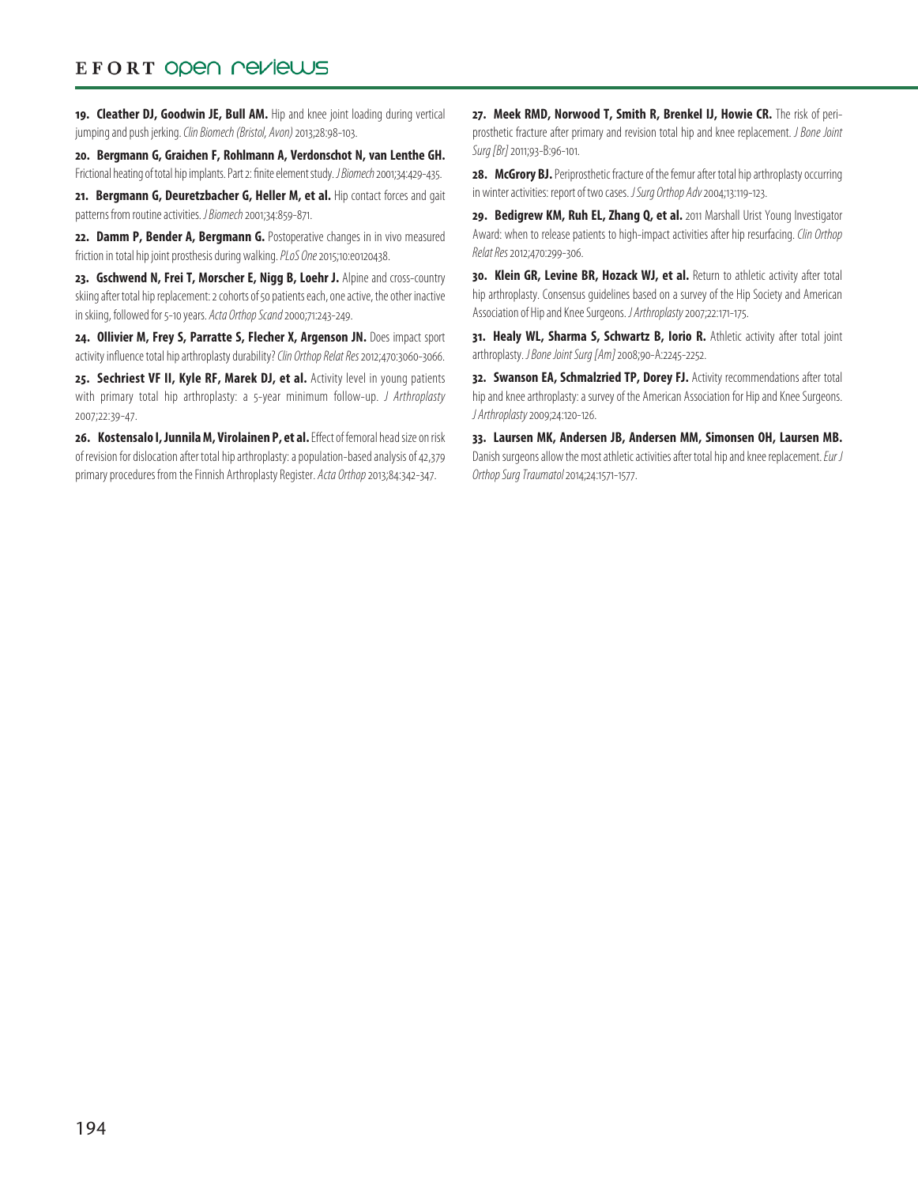19. **Cleather DJ, Goodwin JE, Bull AM.** Hip and knee joint loading during vertical jumping and push jerking. *Clin Biomech (Bristol, Avon)* 2013;28:98-103.

20. **Bergmann G, Graichen F, Rohlmann A, Verdonschot N, van Lenthe GH.** Frictional heating of total hip implants. Part 2: finite element study. *J Biomech* 2001;34:429-435.

21. **Bergmann G, Deuretzbacher G, Heller M, et al.** Hip contact forces and gait patterns from routine activities. *J Biomech* 2001;34:859-871.

22. **Damm P, Bender A, Bergmann G.** Postoperative changes in in vivo measured friction in total hip joint prosthesis during walking. *PLoS One* 2015;10:e0120438.

23. **Gschwend N, Frei T, Morscher E, Nigg B, Loehr J.** Alpine and cross-country skiing after total hip replacement: 2 cohorts of 50 patients each, one active, the other inactive in skiing, followed for 5-10 years. *Acta Orthop Scand* 2000;71:243-249.

24. **Ollivier M, Frey S, Parratte S, Flecher X, Argenson JN.** Does impact sport activity influence total hip arthroplasty durability? *Clin Orthop Relat Res* 2012;470:3060-3066.

25. **Sechriest VF II, Kyle RF, Marek DJ, et al.** Activity level in young patients with primary total hip arthroplasty: a 5-year minimum follow-up. *J Arthroplasty* 2007;22:39-47.

26. **Kostensalo I, Junnila M, Virolainen P, et al.** Effect of femoral head size on risk of revision for dislocation after total hip arthroplasty: a population-based analysis of 42,379 primary procedures from the Finnish Arthroplasty Register. *Acta Orthop* 2013;84:342-347.

27. **Meek RMD, Norwood T, Smith R, Brenkel IJ, Howie CR.** The risk of periprosthetic fracture after primary and revision total hip and knee replacement. *J Bone Joint Surg [Br]* 2011;93-B:96-101.

28. **McGrory BJ.** Periprosthetic fracture of the femur after total hip arthroplasty occurring in winter activities: report of two cases. *J Surg Orthop Adv* 2004;13:119-123.

29. **Bedigrew KM, Ruh EL, Zhang Q, et al.** 2011 Marshall Urist Young Investigator Award: when to release patients to high-impact activities after hip resurfacing. *Clin Orthop Relat Res* 2012;470:299-306.

30. **Klein GR, Levine BR, Hozack WJ, et al.** Return to athletic activity after total hip arthroplasty. Consensus guidelines based on a survey of the Hip Society and American Association of Hip and Knee Surgeons. *J Arthroplasty* 2007;22:171-175.

31. **Healy WL, Sharma S, Schwartz B, Iorio R.** Athletic activity after total joint arthroplasty. *J Bone Joint Surg [Am]* 2008;90-A:2245-2252.

32. **Swanson EA, Schmalzried TP, Dorey FJ.** Activity recommendations after total hip and knee arthroplasty: a survey of the American Association for Hip and Knee Surgeons. *J Arthroplasty* 2009;24:120-126.

33. **Laursen MK, Andersen JB, Andersen MM, Simonsen OH, Laursen MB.** Danish surgeons allow the most athletic activities after total hip and knee replacement. *Eur J Orthop Surg Traumatol* 2014;24:1571-1577.